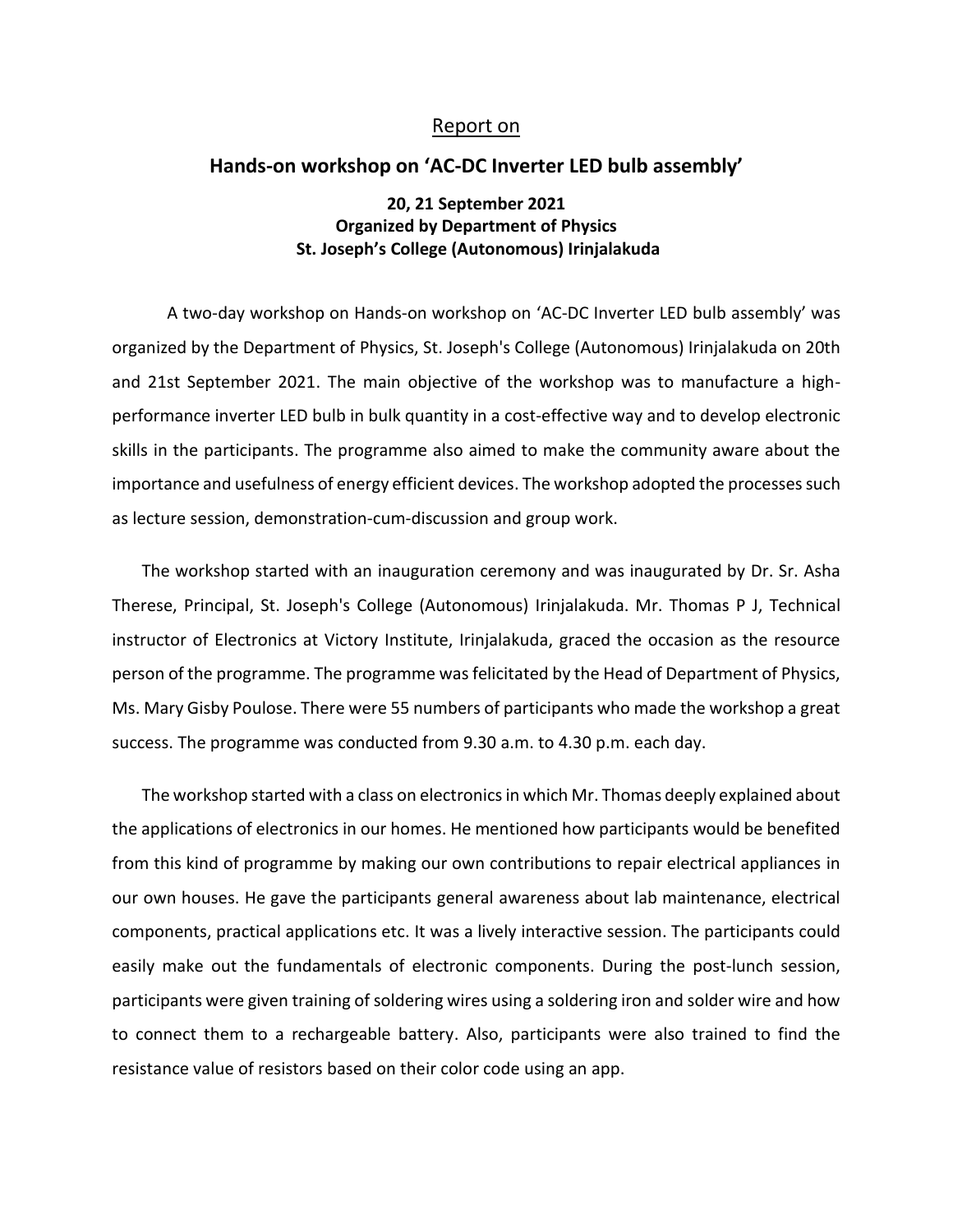## Report on

# Hands-on workshop on 'AC-DC Inverter LED bulb assembly'

**20, 21 September 2021**
**Organized by Department of Physics**
**St. Joseph's College (Autonomous) Irinjalakuda**

A two-day workshop on Hands-on workshop on 'AC-DC Inverter LED bulb assembly' was organized by the Department of Physics, St. Joseph's College (Autonomous) Irinjalakuda on 20th and 21st September 2021. The main objective of the workshop was to manufacture a high-performance inverter LED bulb in bulk quantity in a cost-effective way and to develop electronic skills in the participants. The programme also aimed to make the community aware about the importance and usefulness of energy efficient devices. The workshop adopted the processes such as lecture session, demonstration-cum-discussion and group work.

The workshop started with an inauguration ceremony and was inaugurated by Dr. Sr. Asha Therese, Principal, St. Joseph's College (Autonomous) Irinjalakuda. Mr. Thomas P J, Technical instructor of Electronics at Victory Institute, Irinjalakuda, graced the occasion as the resource person of the programme. The programme was felicitated by the Head of Department of Physics, Ms. Mary Gisby Poulose. There were 55 numbers of participants who made the workshop a great success. The programme was conducted from 9.30 a.m. to 4.30 p.m. each day.

The workshop started with a class on electronics in which Mr. Thomas deeply explained about the applications of electronics in our homes. He mentioned how participants would be benefited from this kind of programme by making our own contributions to repair electrical appliances in our own houses. He gave the participants general awareness about lab maintenance, electrical components, practical applications etc. It was a lively interactive session. The participants could easily make out the fundamentals of electronic components. During the post-lunch session, participants were given training of soldering wires using a soldering iron and solder wire and how to connect them to a rechargeable battery. Also, participants were also trained to find the resistance value of resistors based on their color code using an app.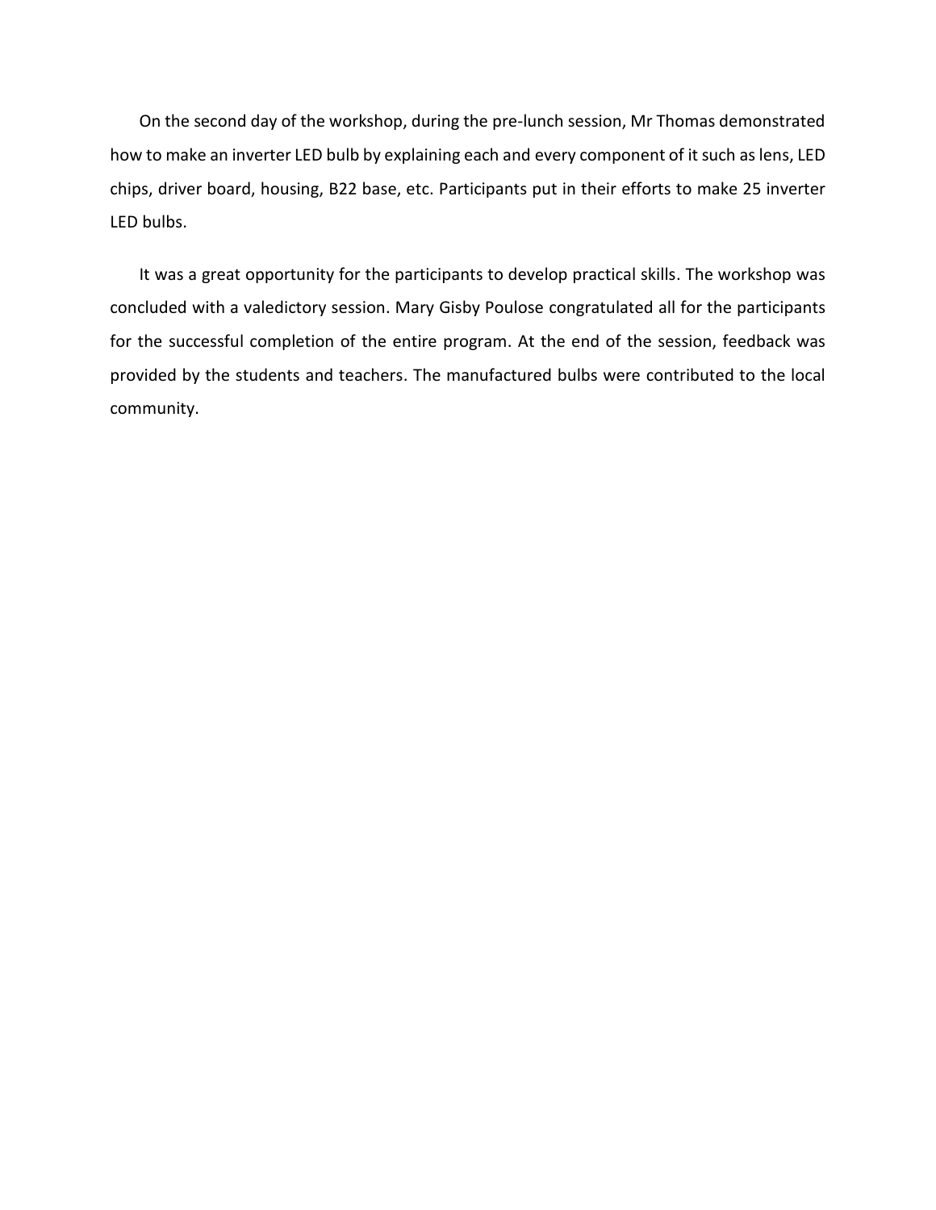On the second day of the workshop, during the pre-lunch session, Mr Thomas demonstrated how to make an inverter LED bulb by explaining each and every component of it such as lens, LED chips, driver board, housing, B22 base, etc. Participants put in their efforts to make 25 inverter LED bulbs.

It was a great opportunity for the participants to develop practical skills. The workshop was concluded with a valedictory session. Mary Gisby Poulose congratulated all for the participants for the successful completion of the entire program. At the end of the session, feedback was provided by the students and teachers. The manufactured bulbs were contributed to the local community.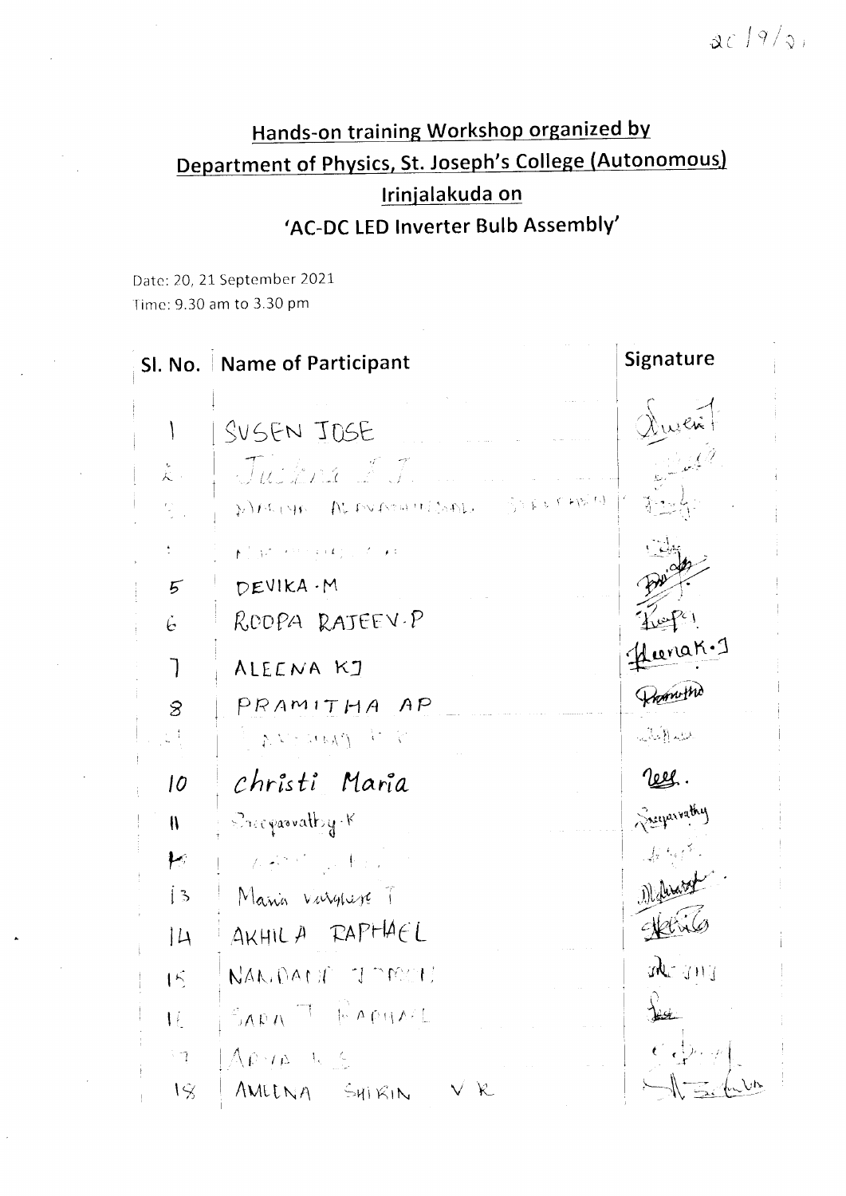20/9/21

## Hands-on training Workshop organized by
## Department of Physics, St. Joseph's College (Autonomous)
## Irinjalakuda on
## 'AC-DC LED Inverter Bulb Assembly'

Date: 20, 21 September 2021
Time: 9.30 am to 3.30 pm

| Sl. No. | Name of Participant | Signature |
|---|---|---|
| 1 | SUSEN JOSE | |
| 2 | Juliya J. J | |
| 3 | | |
| 4 | | |
| 5 | DEVIKA . M | |
| 6 | ROOPA RAJEEV . P | |
| 7 | ALEENA KJ | Aleena K.J |
| 8 | PRAMITHA AP | Pramitha |
| 9 | | |
| 10 | Christi Maria | |
| 11 | Sreeparvathy . K | Sreeparvathy |
| 12 | | |
| 13 | Maria Varghese T | |
| 14 | AKHILA RAPHAEL | |
| 15 | NANDANA | |
| 16 | SARA T RAPHAEL | |
| 17 | ARYA K S | |
| 18 | AMEENA SHIRIN V R | |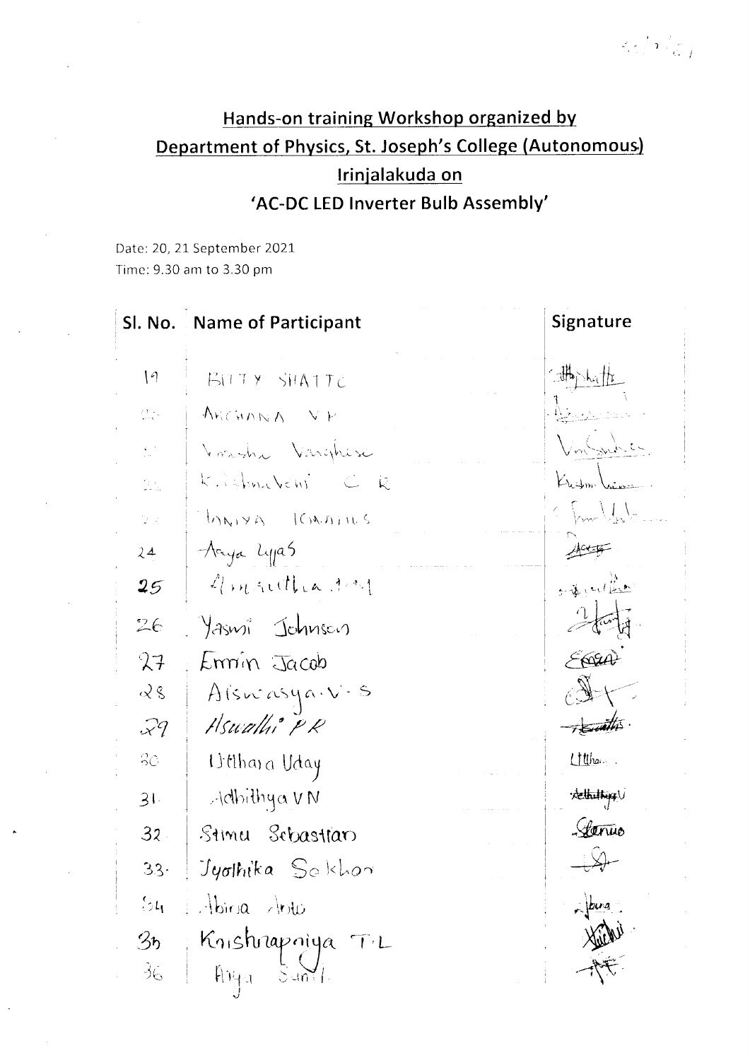## Hands-on training Workshop organized by
## Department of Physics, St. Joseph's College (Autonomous)
## Irinjalakuda on
## 'AC-DC LED Inverter Bulb Assembly'

Date: 20, 21 September 2021

Time: 9.30 am to 3.30 pm

| Sl. No. | Name of Participant | Signature |
|---|---|---|
| 19 | BITTY SHATTC | |
| 20 | ARCHANA V P | |
| 21 | Varsha Varghese | |
| 22 | Krishnaveni C R | |
| 23 | TANIYA IGNATIUS | |
| 24 | Arya Lyjas | |
| 25 | Amrutha A M | |
| 26 | Yasmi Johnson | |
| 27 | Emmin Jacob | |
| 28 | Aiswarya V S | |
| 29 | Aswathi P R | |
| 30 | Uthara Uday | |
| 31 | Adhithya V N | |
| 32 | Simu Sebastian | |
| 33 | Jyothika Sekhar | |
| 34 | Abina Anto | |
| 35 | Krishnapriya T L | |
| 36 | Arya Sunil | |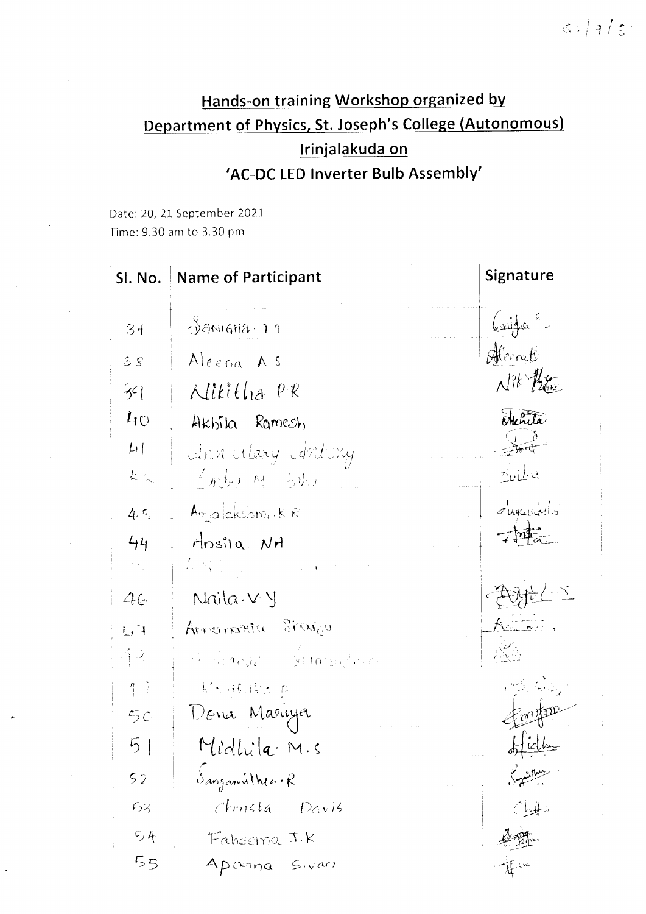## Hands-on training Workshop organized by Department of Physics, St. Joseph's College (Autonomous) Irinjalakuda on 'AC-DC LED Inverter Bulb Assembly'

Date: 20, 21 September 2021

Time: 9.30 am to 3.30 pm

| Sl. No. | Name of Participant | Signature |
|---|---|---|
| 37 | Sanigha T T | Sanigha |
| 38 | Aleena A S | Aleena |
| 39 | Nikitha P R | Nikitha |
| 40 | Akhila Ramesh | Akhila |
| 41 | Ann Mary Antony | |
| 42 | Ambili M Sibi | Sibi |
| 43 | Angalakshmi K R | Angalakshmi |
| 44 | Ansila NH | Ansila |
| 45 | | |
| 46 | Naila V Y | |
| 47 | Annamaria Shaiju | |
| 48 | | |
| 49 | | |
| 50 | Dena Mariya | |
| 51 | Midhila M.S | Midhila |
| 52 | Sangamithra R | Sangamithra |
| 53 | Christa Davis | Chris |
| 54 | Faheema T.K | |
| 55 | Aparna Sivan | |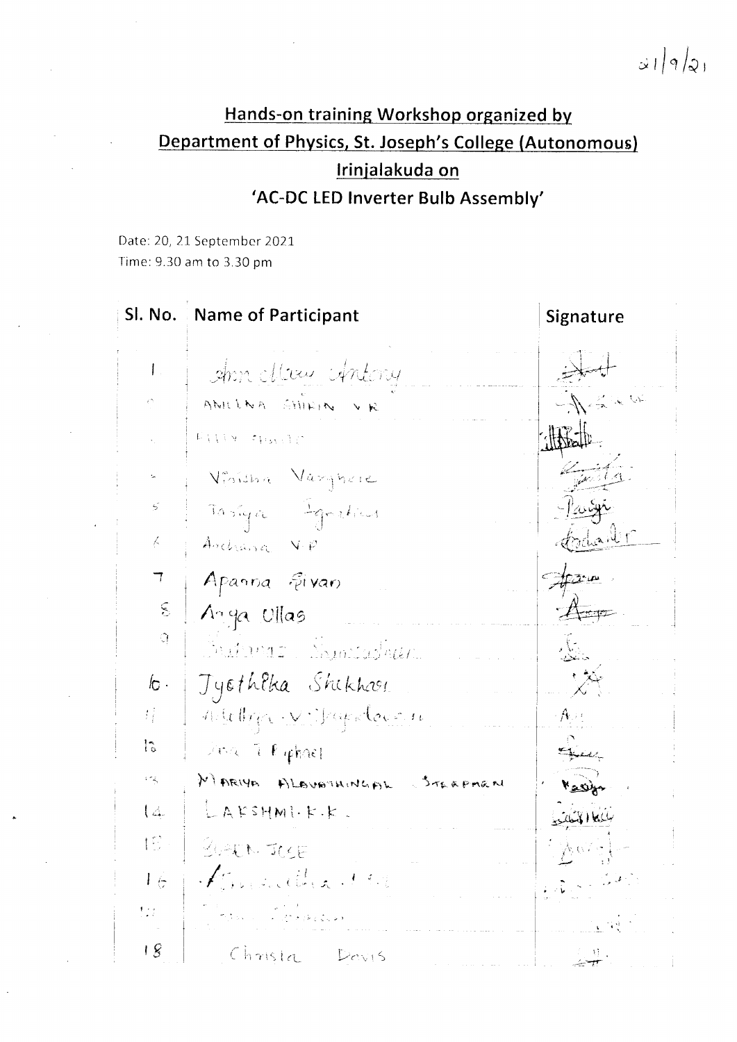21/9/21

## Hands-on training Workshop organized by Department of Physics, St. Joseph's College (Autonomous) Irinjalakuda on 'AC-DC LED Inverter Bulb Assembly'

Date: 20, 21 September 2021
Time: 9.30 am to 3.30 pm

| Sl. No. | Name of Participant | Signature |
|---|---|---|
| 1 | Ann Maria Antony | |
| 2 | AMEENA SHIFIN V R | |
| 3 | | |
| 4 | Vinisha Varghese | |
| 5 | Tasiya Ignatius | |
| 6 | Archana V P | |
| 7 | Aparna Sivan | |
| 8 | Anya Ullas | |
| 9 | | |
| 10 | Jyothika Shekhar | |
| 11 | | |
| 12 | | |
| 13 | MARIYA ALAVATHINGAL STEPHEN | |
| 14 | LAKSHMI K K | |
| 15 | | |
| 16 | | |
| 17 | | |
| 18 | Christa Davis | |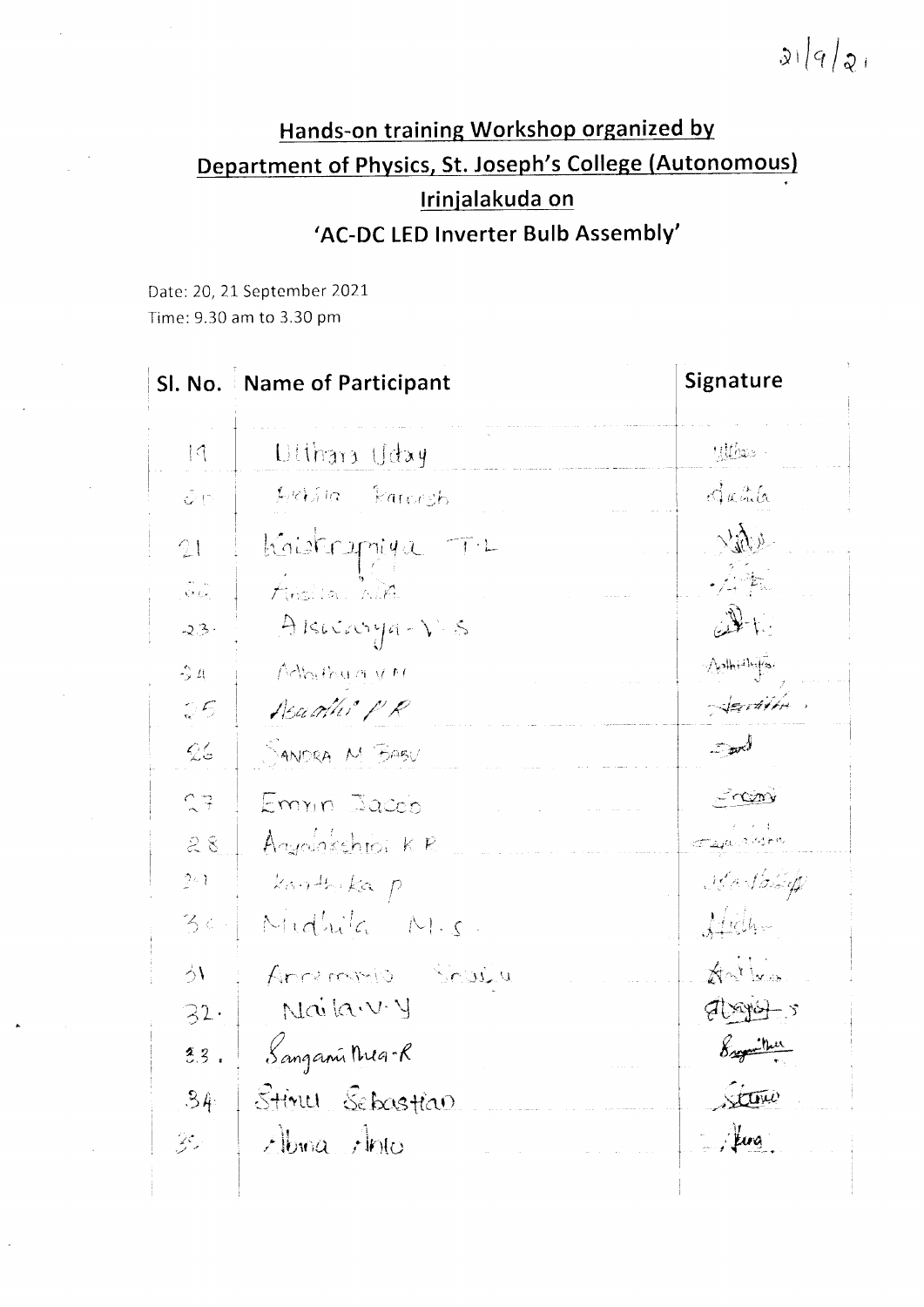21/9/21

## Hands-on training Workshop organized by

## Department of Physics, St. Joseph's College (Autonomous)

## Irinjalakuda on

## 'AC-DC LED Inverter Bulb Assembly'

Date: 20, 21 September 2021
Time: 9.30 am to 3.30 pm

| Sl. No. | Name of Participant | Signature |
|---|---|---|
| 19 | Uthara Uday | Uthara |
| 20 | Sobhia Ramesh | Sobhia |
| 21 | Kaisthrapriya T.L | Vidya |
| 22 | Anila A.A | |
| 23 | Aiswarya V.S | |
| 24 | Adhithya V.M | Adhithya |
| 25 | Asathi P.R | Asathi |
| 26 | SANDRA M BABU | Sand |
| 27 | Emrin Jacob | Emrin |
| 28 | Anjalakshmi K P | Anjalakshmi |
| 29 | Karthika P | Karthika |
| 30 | Midhila M.S. | Midhila |
| 31 | Annamma Saju | Anna |
| 32. | Naila.V.Y | |
| 33. | Sangamithra.R | Sangamithra |
| 34 | Stimu Sebastian | Stimu |
| 35 | Albina Anto | Albina |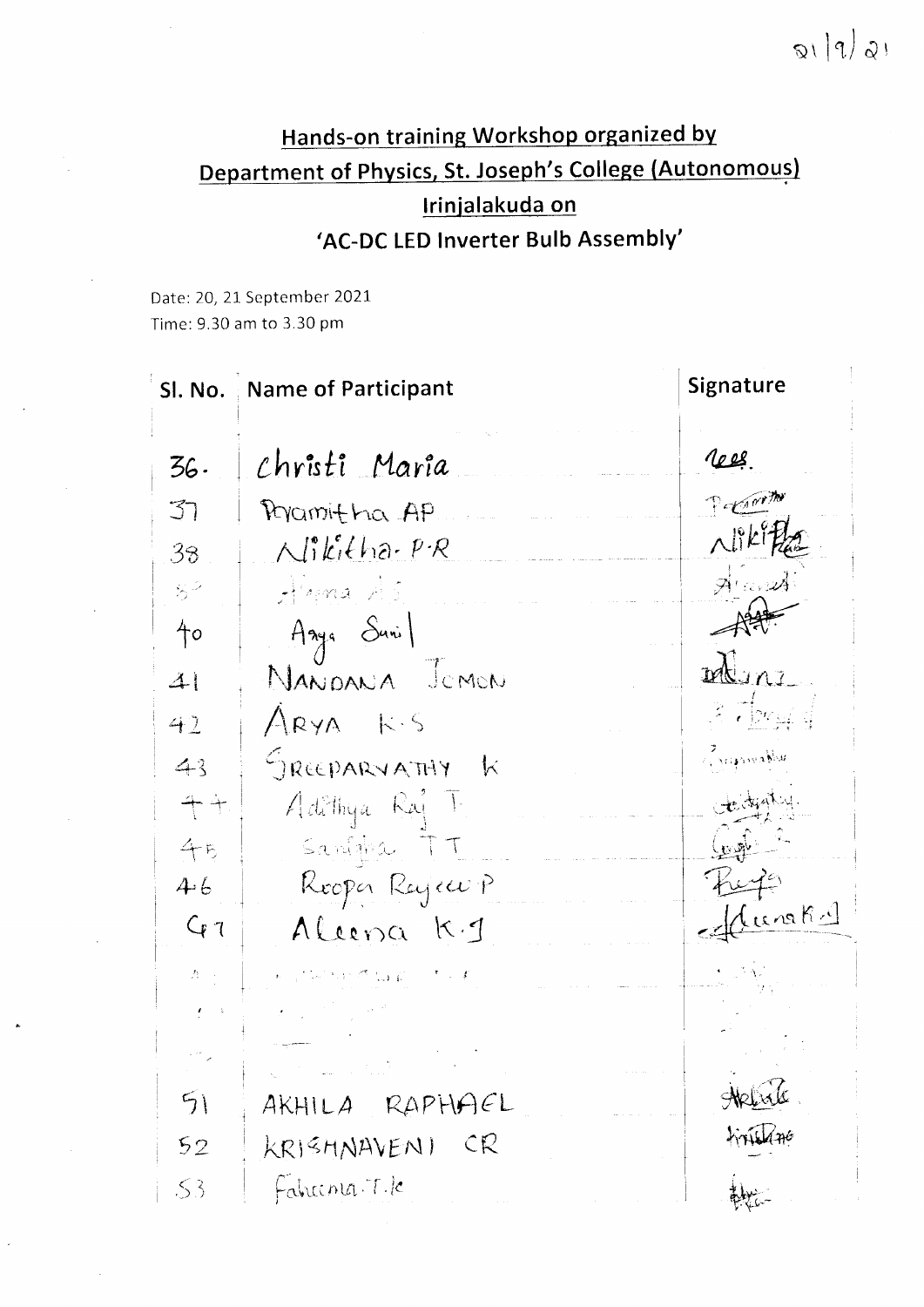21/9/21

## Hands-on training Workshop organized by
## Department of Physics, St. Joseph's College (Autonomous)
## Irinjalakuda on
## 'AC-DC LED Inverter Bulb Assembly'

Date: 20, 21 September 2021
Time: 9.30 am to 3.30 pm

| Sl. No. | Name of Participant | Signature |
|---|---|---|
| 36. | Christi Maria | Cees. |
| 37 | Pramitha AP | Pramitha |
| 38 | Nikitha. P.R | Nikitha |
| 39 | Anna A.S | Anna |
| 40 | Arya Sunil | Arya |
| 41 | NANDANA JOMON | Nandana |
| 42 | ARYA K.S | |
| 43 | SREEPARVATHY K | Sreeparvathy |
| 44 | Adithya Raj T | Adithya |
| 45 | Sangeetha TT | |
| 46 | Roopa Rajeev P | Roopa |
| 47 | Aleena K.J | Aleena K.J |
| | | |
| | | |
| | | |
| 51 | AKHILA RAPHAEL | Akhila |
| 52 | KRISHNAVENI CR | Krishnaveni |
| 53 | Faheema T.K | |